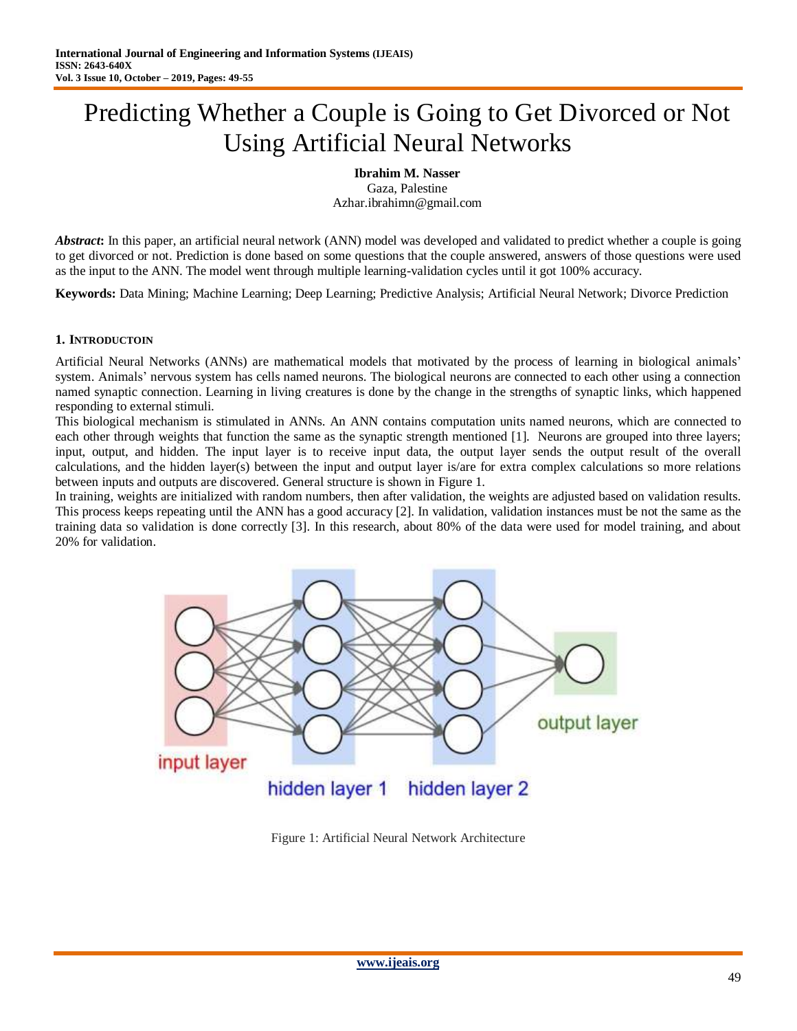# Predicting Whether a Couple is Going to Get Divorced or Not Using Artificial Neural Networks

**Ibrahim M. Nasser**
Gaza, Palestine
Azhar.ibrahimn@gmail.com

***Abstract*:** In this paper, an artificial neural network (ANN) model was developed and validated to predict whether a couple is going to get divorced or not. Prediction is done based on some questions that the couple answered, answers of those questions were used as the input to the ANN. The model went through multiple learning-validation cycles until it got 100% accuracy.

**Keywords:** Data Mining; Machine Learning; Deep Learning; Predictive Analysis; Artificial Neural Network; Divorce Prediction

## 1. INTRODUCTOIN

Artificial Neural Networks (ANNs) are mathematical models that motivated by the process of learning in biological animals' system. Animals' nervous system has cells named neurons. The biological neurons are connected to each other using a connection named synaptic connection. Learning in living creatures is done by the change in the strengths of synaptic links, which happened responding to external stimuli.

This biological mechanism is stimulated in ANNs. An ANN contains computation units named neurons, which are connected to each other through weights that function the same as the synaptic strength mentioned [1]. Neurons are grouped into three layers; input, output, and hidden. The input layer is to receive input data, the output layer sends the output result of the overall calculations, and the hidden layer(s) between the input and output layer is/are for extra complex calculations so more relations between inputs and outputs are discovered. General structure is shown in Figure 1.

In training, weights are initialized with random numbers, then after validation, the weights are adjusted based on validation results. This process keeps repeating until the ANN has a good accuracy [2]. In validation, validation instances must be not the same as the training data so validation is done correctly [3]. In this research, about 80% of the data were used for model training, and about 20% for validation.

Figure 1: Artificial Neural Network Architecture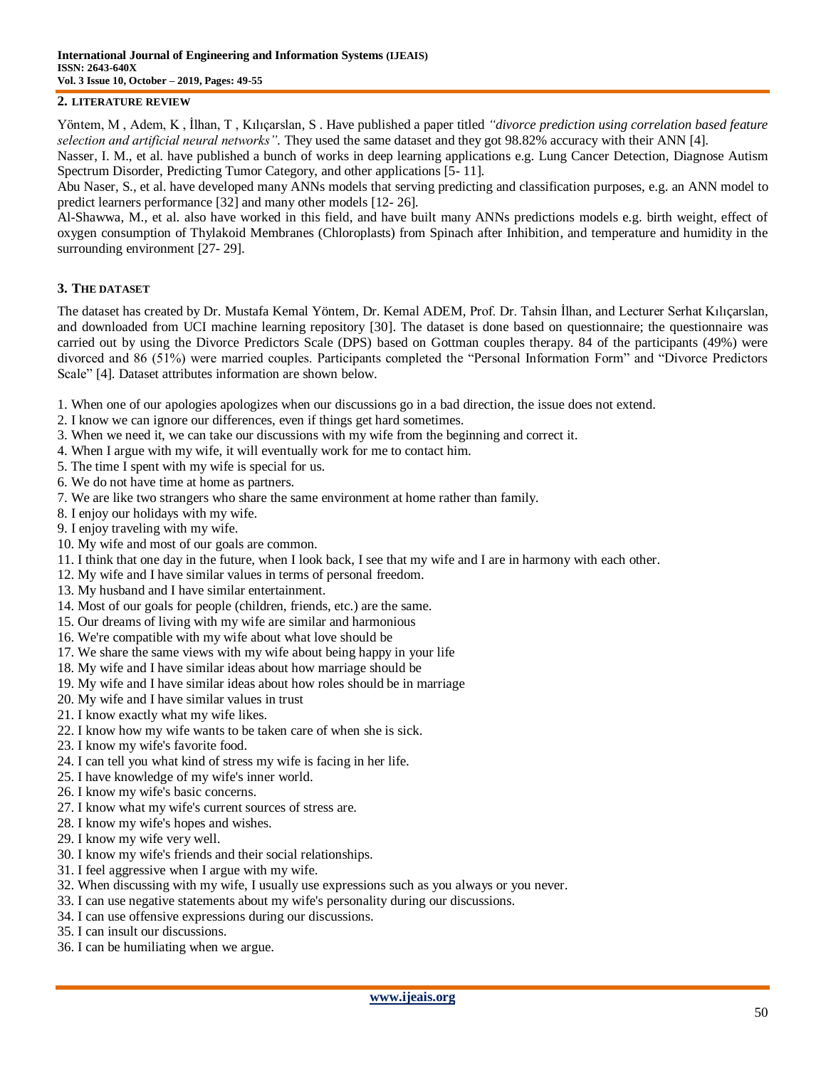## 2. LITERATURE REVIEW

Yöntem, M , Adem, K , İlhan, T , Kılıçarslan, S . Have published a paper titled *"divorce prediction using correlation based feature selection and artificial neural networks"*. They used the same dataset and they got 98.82% accuracy with their ANN [4].

Nasser, I. M., et al. have published a bunch of works in deep learning applications e.g. Lung Cancer Detection, Diagnose Autism Spectrum Disorder, Predicting Tumor Category, and other applications [5- 11].

Abu Naser, S., et al. have developed many ANNs models that serving predicting and classification purposes, e.g. an ANN model to predict learners performance [32] and many other models [12- 26].

Al-Shawwa, M., et al. also have worked in this field, and have built many ANNs predictions models e.g. birth weight, effect of oxygen consumption of Thylakoid Membranes (Chloroplasts) from Spinach after Inhibition, and temperature and humidity in the surrounding environment [27- 29].

## 3. THE DATASET

The dataset has created by Dr. Mustafa Kemal Yöntem, Dr. Kemal ADEM, Prof. Dr. Tahsin İlhan, and Lecturer Serhat Kılıçarslan, and downloaded from UCI machine learning repository [30]. The dataset is done based on questionnaire; the questionnaire was carried out by using the Divorce Predictors Scale (DPS) based on Gottman couples therapy. 84 of the participants (49%) were divorced and 86 (51%) were married couples. Participants completed the "Personal Information Form" and "Divorce Predictors Scale" [4]. Dataset attributes information are shown below.

1. When one of our apologies apologizes when our discussions go in a bad direction, the issue does not extend.
2. I know we can ignore our differences, even if things get hard sometimes.
3. When we need it, we can take our discussions with my wife from the beginning and correct it.
4. When I argue with my wife, it will eventually work for me to contact him.
5. The time I spent with my wife is special for us.
6. We do not have time at home as partners.
7. We are like two strangers who share the same environment at home rather than family.
8. I enjoy our holidays with my wife.
9. I enjoy traveling with my wife.
10. My wife and most of our goals are common.
11. I think that one day in the future, when I look back, I see that my wife and I are in harmony with each other.
12. My wife and I have similar values in terms of personal freedom.
13. My husband and I have similar entertainment.
14. Most of our goals for people (children, friends, etc.) are the same.
15. Our dreams of living with my wife are similar and harmonious
16. We're compatible with my wife about what love should be
17. We share the same views with my wife about being happy in your life
18. My wife and I have similar ideas about how marriage should be
19. My wife and I have similar ideas about how roles should be in marriage
20. My wife and I have similar values in trust
21. I know exactly what my wife likes.
22. I know how my wife wants to be taken care of when she is sick.
23. I know my wife's favorite food.
24. I can tell you what kind of stress my wife is facing in her life.
25. I have knowledge of my wife's inner world.
26. I know my wife's basic concerns.
27. I know what my wife's current sources of stress are.
28. I know my wife's hopes and wishes.
29. I know my wife very well.
30. I know my wife's friends and their social relationships.
31. I feel aggressive when I argue with my wife.
32. When discussing with my wife, I usually use expressions such as you always or you never.
33. I can use negative statements about my wife's personality during our discussions.
34. I can use offensive expressions during our discussions.
35. I can insult our discussions.
36. I can be humiliating when we argue.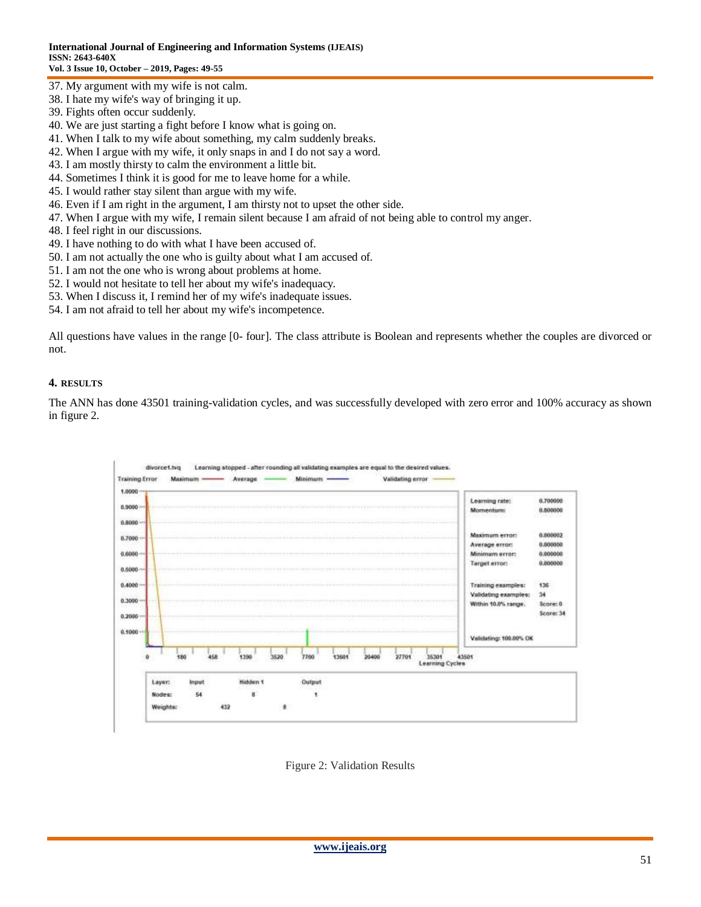37. My argument with my wife is not calm.
38. I hate my wife's way of bringing it up.
39. Fights often occur suddenly.
40. We are just starting a fight before I know what is going on.
41. When I talk to my wife about something, my calm suddenly breaks.
42. When I argue with my wife, it only snaps in and I do not say a word.
43. I am mostly thirsty to calm the environment a little bit.
44. Sometimes I think it is good for me to leave home for a while.
45. I would rather stay silent than argue with my wife.
46. Even if I am right in the argument, I am thirsty not to upset the other side.
47. When I argue with my wife, I remain silent because I am afraid of not being able to control my anger.
48. I feel right in our discussions.
49. I have nothing to do with what I have been accused of.
50. I am not actually the one who is guilty about what I am accused of.
51. I am not the one who is wrong about problems at home.
52. I would not hesitate to tell her about my wife's inadequacy.
53. When I discuss it, I remind her of my wife's inadequate issues.
54. I am not afraid to tell her about my wife's incompetence.

All questions have values in the range [0- four]. The class attribute is Boolean and represents whether the couples are divorced or not.

## 4. RESULTS

The ANN has done 43501 training-validation cycles, and was successfully developed with zero error and 100% accuracy as shown in figure 2.

Figure 2: Validation Results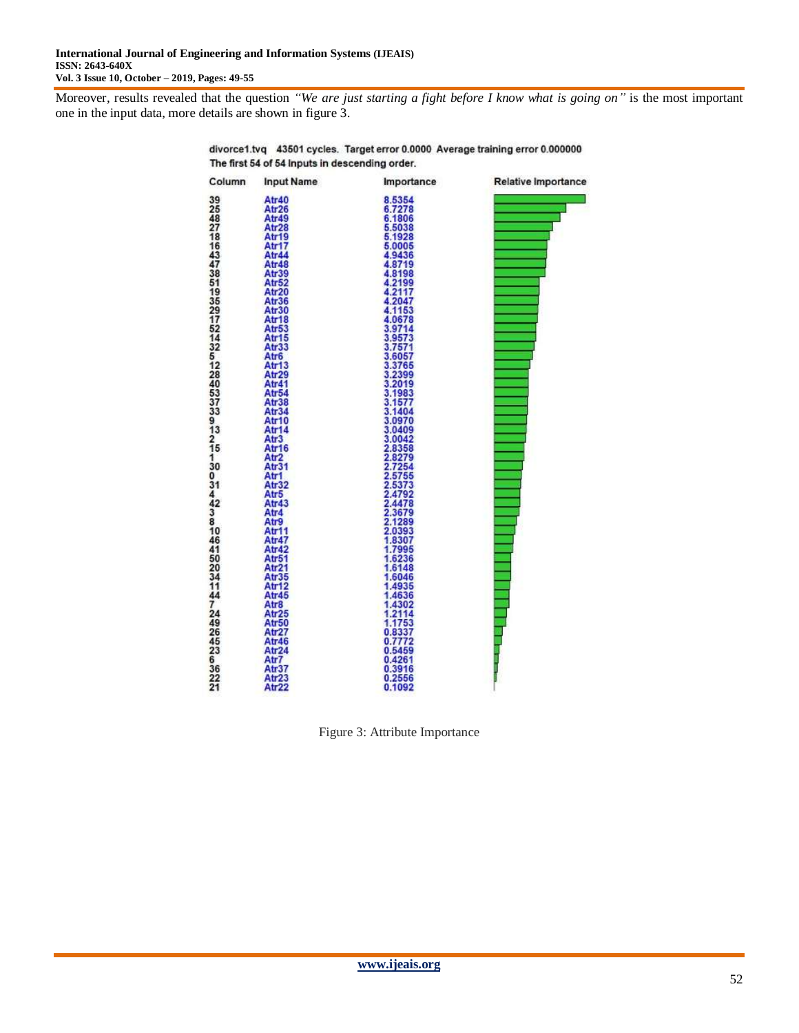Moreover, results revealed that the question *"We are just starting a fight before I know what is going on"* is the most important one in the input data, more details are shown in figure 3.

divorce1.tvq 43501 cycles. Target error 0.0000 Average training error 0.000000
The first 54 of 54 Inputs in descending order.

| Column | Input Name | Importance |
|---|---|---|
| 39 | Atr40 | 8.5354 |
| 25 | Atr26 | 6.7278 |
| 48 | Atr49 | 6.1806 |
| 27 | Atr28 | 5.5038 |
| 18 | Atr19 | 5.1928 |
| 16 | Atr17 | 5.0005 |
| 43 | Atr44 | 4.9436 |
| 47 | Atr48 | 4.8719 |
| 38 | Atr39 | 4.8198 |
| 51 | Atr52 | 4.2199 |
| 19 | Atr20 | 4.2117 |
| 35 | Atr36 | 4.2047 |
| 29 | Atr30 | 4.1153 |
| 17 | Atr18 | 4.0678 |
| 52 | Atr53 | 3.9714 |
| 14 | Atr15 | 3.9573 |
| 32 | Atr33 | 3.7571 |
| 5 | Atr6 | 3.6057 |
| 12 | Atr13 | 3.3765 |
| 28 | Atr29 | 3.2399 |
| 40 | Atr41 | 3.2019 |
| 53 | Atr54 | 3.1983 |
| 37 | Atr38 | 3.1577 |
| 33 | Atr34 | 3.1404 |
| 9 | Atr10 | 3.0970 |
| 13 | Atr14 | 3.0409 |
| 2 | Atr3 | 3.0042 |
| 15 | Atr16 | 2.8358 |
| 1 | Atr2 | 2.8279 |
| 30 | Atr31 | 2.7254 |
| 0 | Atr1 | 2.5755 |
| 31 | Atr32 | 2.5373 |
| 4 | Atr5 | 2.4792 |
| 42 | Atr43 | 2.4478 |
| 3 | Atr4 | 2.3679 |
| 8 | Atr9 | 2.1289 |
| 10 | Atr11 | 2.0393 |
| 46 | Atr47 | 1.8307 |
| 41 | Atr42 | 1.7995 |
| 50 | Atr51 | 1.6236 |
| 20 | Atr21 | 1.6148 |
| 34 | Atr35 | 1.6046 |
| 11 | Atr12 | 1.4935 |
| 44 | Atr45 | 1.4636 |
| 7 | Atr8 | 1.4302 |
| 24 | Atr25 | 1.2114 |
| 49 | Atr50 | 1.1753 |
| 26 | Atr27 | 0.8337 |
| 45 | Atr46 | 0.7772 |
| 23 | Atr24 | 0.5459 |
| 6 | Atr7 | 0.4261 |
| 36 | Atr37 | 0.3916 |
| 22 | Atr23 | 0.2556 |
| 21 | Atr22 | 0.1092 |

Figure 3: Attribute Importance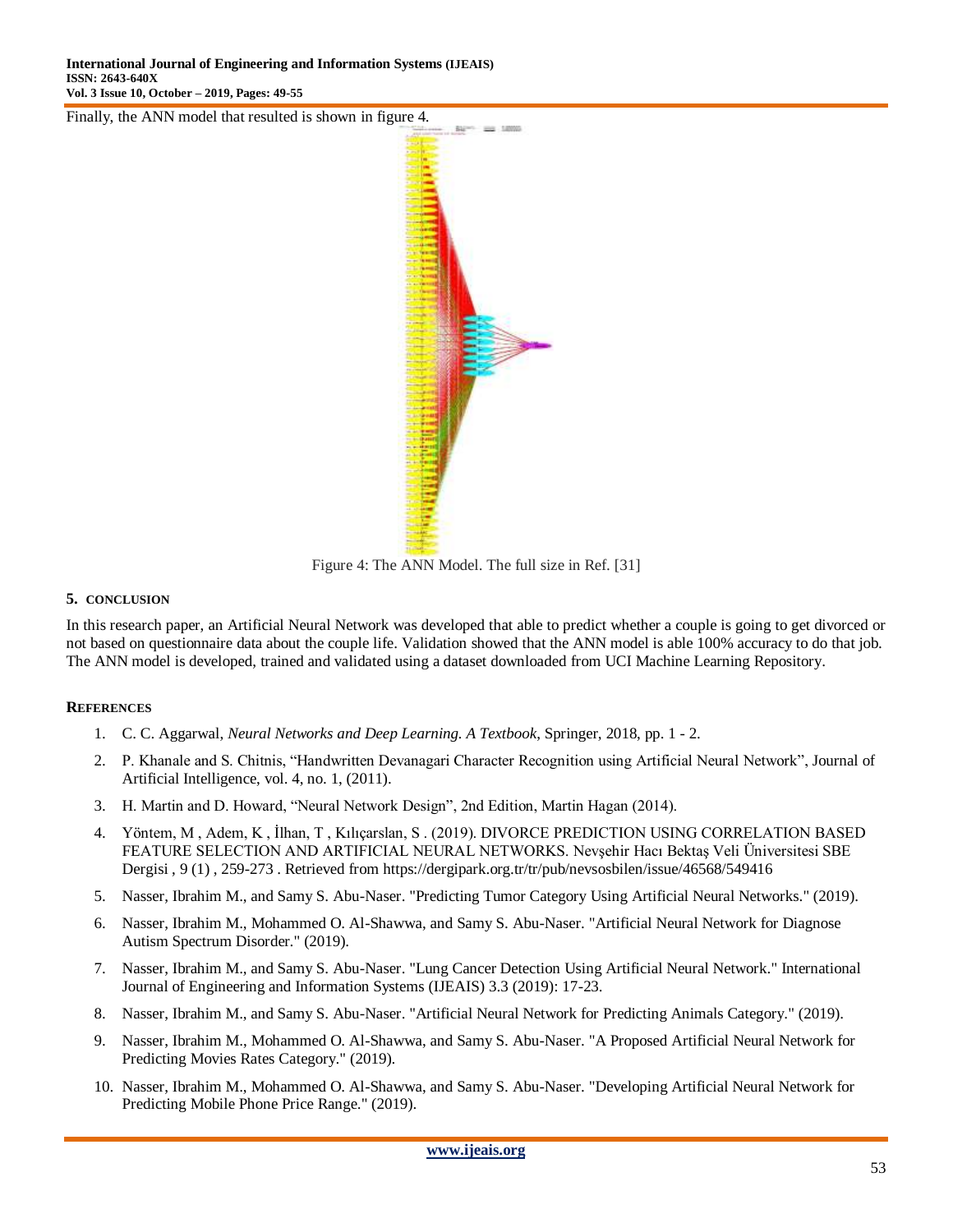Finally, the ANN model that resulted is shown in figure 4.

Figure 4: The ANN Model. The full size in Ref. [31]

## 5. CONCLUSION

In this research paper, an Artificial Neural Network was developed that able to predict whether a couple is going to get divorced or not based on questionnaire data about the couple life. Validation showed that the ANN model is able 100% accuracy to do that job. The ANN model is developed, trained and validated using a dataset downloaded from UCI Machine Learning Repository.

## REFERENCES

1. C. C. Aggarwal, *Neural Networks and Deep Learning. A Textbook*, Springer, 2018, pp. 1 - 2.
2. P. Khanale and S. Chitnis, "Handwritten Devanagari Character Recognition using Artificial Neural Network", Journal of Artificial Intelligence, vol. 4, no. 1, (2011).
3. H. Martin and D. Howard, "Neural Network Design", 2nd Edition, Martin Hagan (2014).
4. Yöntem, M , Adem, K , İlhan, T , Kılıçarslan, S . (2019). DIVORCE PREDICTION USING CORRELATION BASED FEATURE SELECTION AND ARTIFICIAL NEURAL NETWORKS. Nevşehir Hacı Bektaş Veli Üniversitesi SBE Dergisi , 9 (1) , 259-273 . Retrieved from https://dergipark.org.tr/tr/pub/nevsosbilen/issue/46568/549416
5. Nasser, Ibrahim M., and Samy S. Abu-Naser. "Predicting Tumor Category Using Artificial Neural Networks." (2019).
6. Nasser, Ibrahim M., Mohammed O. Al-Shawwa, and Samy S. Abu-Naser. "Artificial Neural Network for Diagnose Autism Spectrum Disorder." (2019).
7. Nasser, Ibrahim M., and Samy S. Abu-Naser. "Lung Cancer Detection Using Artificial Neural Network." International Journal of Engineering and Information Systems (IJEAIS) 3.3 (2019): 17-23.
8. Nasser, Ibrahim M., and Samy S. Abu-Naser. "Artificial Neural Network for Predicting Animals Category." (2019).
9. Nasser, Ibrahim M., Mohammed O. Al-Shawwa, and Samy S. Abu-Naser. "A Proposed Artificial Neural Network for Predicting Movies Rates Category." (2019).
10. Nasser, Ibrahim M., Mohammed O. Al-Shawwa, and Samy S. Abu-Naser. "Developing Artificial Neural Network for Predicting Mobile Phone Price Range." (2019).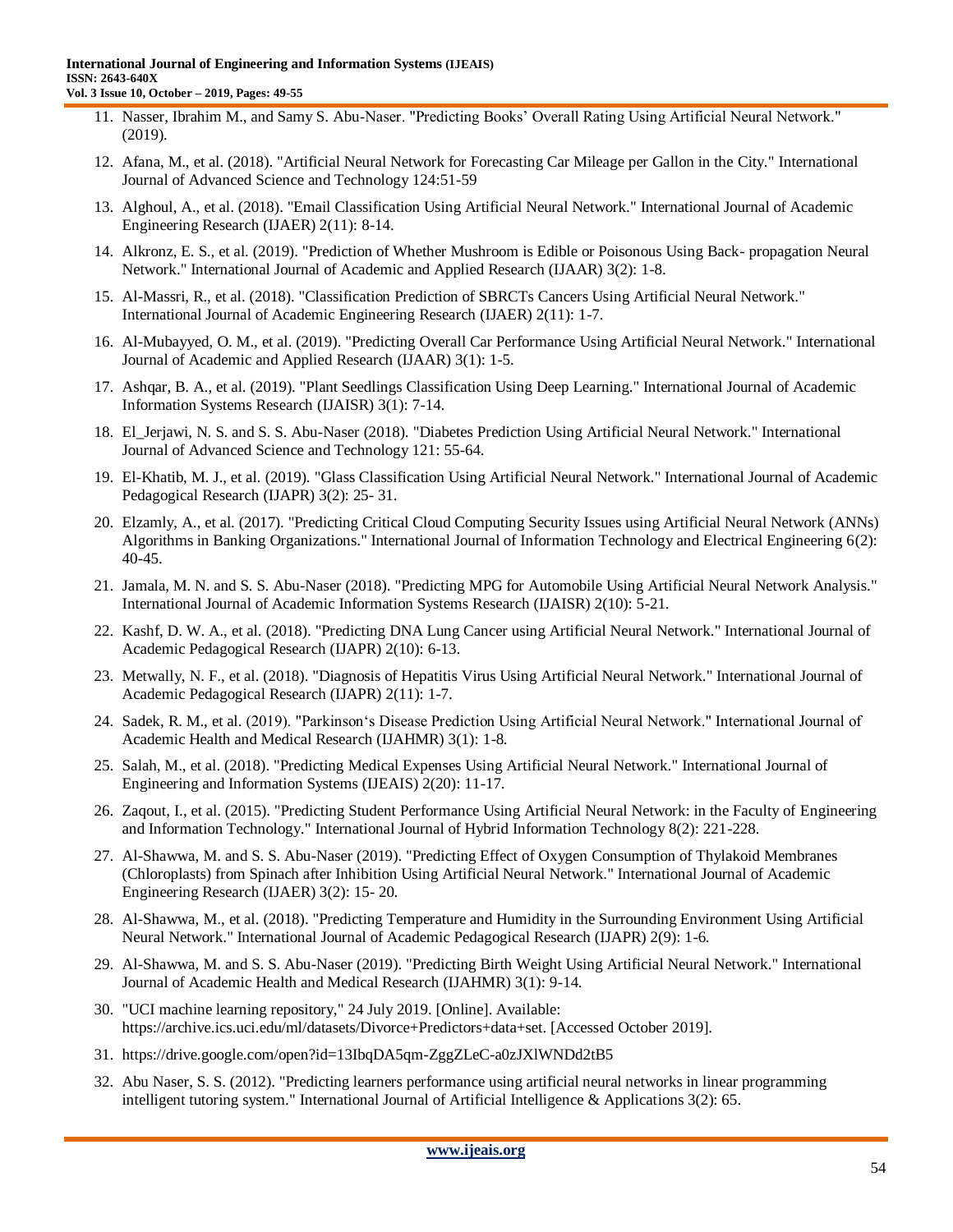11. Nasser, Ibrahim M., and Samy S. Abu-Naser. "Predicting Books' Overall Rating Using Artificial Neural Network." (2019).
12. Afana, M., et al. (2018). "Artificial Neural Network for Forecasting Car Mileage per Gallon in the City." International Journal of Advanced Science and Technology 124:51-59
13. Alghoul, A., et al. (2018). "Email Classification Using Artificial Neural Network." International Journal of Academic Engineering Research (IJAER) 2(11): 8-14.
14. Alkronz, E. S., et al. (2019). "Prediction of Whether Mushroom is Edible or Poisonous Using Back- propagation Neural Network." International Journal of Academic and Applied Research (IJAAR) 3(2): 1-8.
15. Al-Massri, R., et al. (2018). "Classification Prediction of SBRCTs Cancers Using Artificial Neural Network." International Journal of Academic Engineering Research (IJAER) 2(11): 1-7.
16. Al-Mubayyed, O. M., et al. (2019). "Predicting Overall Car Performance Using Artificial Neural Network." International Journal of Academic and Applied Research (IJAAR) 3(1): 1-5.
17. Ashqar, B. A., et al. (2019). "Plant Seedlings Classification Using Deep Learning." International Journal of Academic Information Systems Research (IJAISR) 3(1): 7-14.
18. El_Jerjawi, N. S. and S. S. Abu-Naser (2018). "Diabetes Prediction Using Artificial Neural Network." International Journal of Advanced Science and Technology 121: 55-64.
19. El-Khatib, M. J., et al. (2019). "Glass Classification Using Artificial Neural Network." International Journal of Academic Pedagogical Research (IJAPR) 3(2): 25- 31.
20. Elzamly, A., et al. (2017). "Predicting Critical Cloud Computing Security Issues using Artificial Neural Network (ANNs) Algorithms in Banking Organizations." International Journal of Information Technology and Electrical Engineering 6(2): 40-45.
21. Jamala, M. N. and S. S. Abu-Naser (2018). "Predicting MPG for Automobile Using Artificial Neural Network Analysis." International Journal of Academic Information Systems Research (IJAISR) 2(10): 5-21.
22. Kashf, D. W. A., et al. (2018). "Predicting DNA Lung Cancer using Artificial Neural Network." International Journal of Academic Pedagogical Research (IJAPR) 2(10): 6-13.
23. Metwally, N. F., et al. (2018). "Diagnosis of Hepatitis Virus Using Artificial Neural Network." International Journal of Academic Pedagogical Research (IJAPR) 2(11): 1-7.
24. Sadek, R. M., et al. (2019). "Parkinson's Disease Prediction Using Artificial Neural Network." International Journal of Academic Health and Medical Research (IJAHMR) 3(1): 1-8.
25. Salah, M., et al. (2018). "Predicting Medical Expenses Using Artificial Neural Network." International Journal of Engineering and Information Systems (IJEAIS) 2(20): 11-17.
26. Zaqout, I., et al. (2015). "Predicting Student Performance Using Artificial Neural Network: in the Faculty of Engineering and Information Technology." International Journal of Hybrid Information Technology 8(2): 221-228.
27. Al-Shawwa, M. and S. S. Abu-Naser (2019). "Predicting Effect of Oxygen Consumption of Thylakoid Membranes (Chloroplasts) from Spinach after Inhibition Using Artificial Neural Network." International Journal of Academic Engineering Research (IJAER) 3(2): 15- 20.
28. Al-Shawwa, M., et al. (2018). "Predicting Temperature and Humidity in the Surrounding Environment Using Artificial Neural Network." International Journal of Academic Pedagogical Research (IJAPR) 2(9): 1-6.
29. Al-Shawwa, M. and S. S. Abu-Naser (2019). "Predicting Birth Weight Using Artificial Neural Network." International Journal of Academic Health and Medical Research (IJAHMR) 3(1): 9-14.
30. "UCI machine learning repository," 24 July 2019. [Online]. Available: https://archive.ics.uci.edu/ml/datasets/Divorce+Predictors+data+set. [Accessed October 2019].
31. https://drive.google.com/open?id=13IbqDA5qm-ZggZLeC-a0zJXlWNDd2tB5
32. Abu Naser, S. S. (2012). "Predicting learners performance using artificial neural networks in linear programming intelligent tutoring system." International Journal of Artificial Intelligence & Applications 3(2): 65.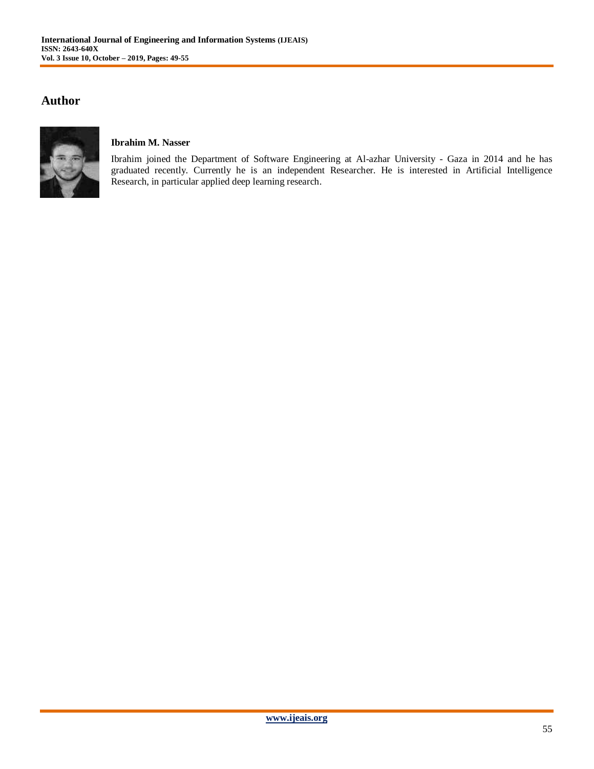## Author

**Ibrahim M. Nasser**

Ibrahim joined the Department of Software Engineering at Al-azhar University - Gaza in 2014 and he has graduated recently. Currently he is an independent Researcher. He is interested in Artificial Intelligence Research, in particular applied deep learning research.